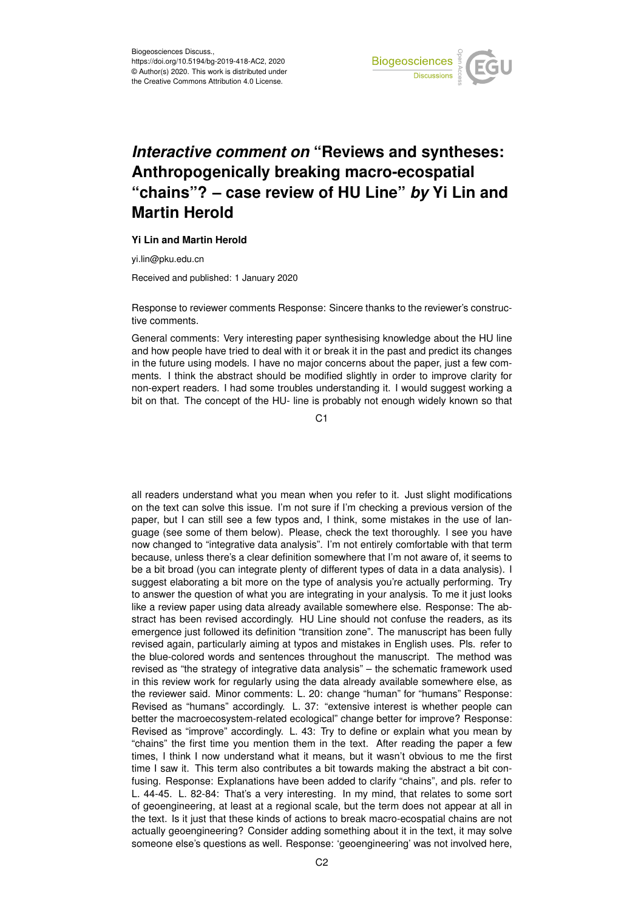Biogeosciences Discuss.,
https://doi.org/10.5194/bg-2019-418-AC2, 2020
© Author(s) 2020. This work is distributed under
the Creative Commons Attribution 4.0 License.

# *Interactive comment on* "Reviews and syntheses: Anthropogenically breaking macro-ecospatial "chains"? – case review of HU Line" *by* Yi Lin and Martin Herold

**Yi Lin and Martin Herold**

yi.lin@pku.edu.cn

Received and published: 1 January 2020

Response to reviewer comments Response: Sincere thanks to the reviewer's constructive comments.

General comments: Very interesting paper synthesising knowledge about the HU line and how people have tried to deal with it or break it in the past and predict its changes in the future using models. I have no major concerns about the paper, just a few comments. I think the abstract should be modified slightly in order to improve clarity for non-expert readers. I had some troubles understanding it. I would suggest working a bit on that. The concept of the HU- line is probably not enough widely known so that all readers understand what you mean when you refer to it. Just slight modifications on the text can solve this issue. I'm not sure if I'm checking a previous version of the paper, but I can still see a few typos and, I think, some mistakes in the use of language (see some of them below). Please, check the text thoroughly. I see you have now changed to "integrative data analysis". I'm not entirely comfortable with that term because, unless there's a clear definition somewhere that I'm not aware of, it seems to be a bit broad (you can integrate plenty of different types of data in a data analysis). I suggest elaborating a bit more on the type of analysis you're actually performing. Try to answer the question of what you are integrating in your analysis. To me it just looks like a review paper using data already available somewhere else. Response: The abstract has been revised accordingly. HU Line should not confuse the readers, as its emergence just followed its definition "transition zone". The manuscript has been fully revised again, particularly aiming at typos and mistakes in English uses. Pls. refer to the blue-colored words and sentences throughout the manuscript. The method was revised as "the strategy of integrative data analysis" – the schematic framework used in this review work for regularly using the data already available somewhere else, as the reviewer said. Minor comments: L. 20: change "human" for "humans" Response: Revised as "humans" accordingly. L. 37: "extensive interest is whether people can better the macroecosystem-related ecological" change better for improve? Response: Revised as "improve" accordingly. L. 43: Try to define or explain what you mean by "chains" the first time you mention them in the text. After reading the paper a few times, I think I now understand what it means, but it wasn't obvious to me the first time I saw it. This term also contributes a bit towards making the abstract a bit confusing. Response: Explanations have been added to clarify "chains", and pls. refer to L. 44-45. L. 82-84: That's a very interesting. In my mind, that relates to some sort of geoengineering, at least at a regional scale, but the term does not appear at all in the text. Is it just that these kinds of actions to break macro-ecospatial chains are not actually geoengineering? Consider adding something about it in the text, it may solve someone else's questions as well. Response: 'geoengineering' was not involved here,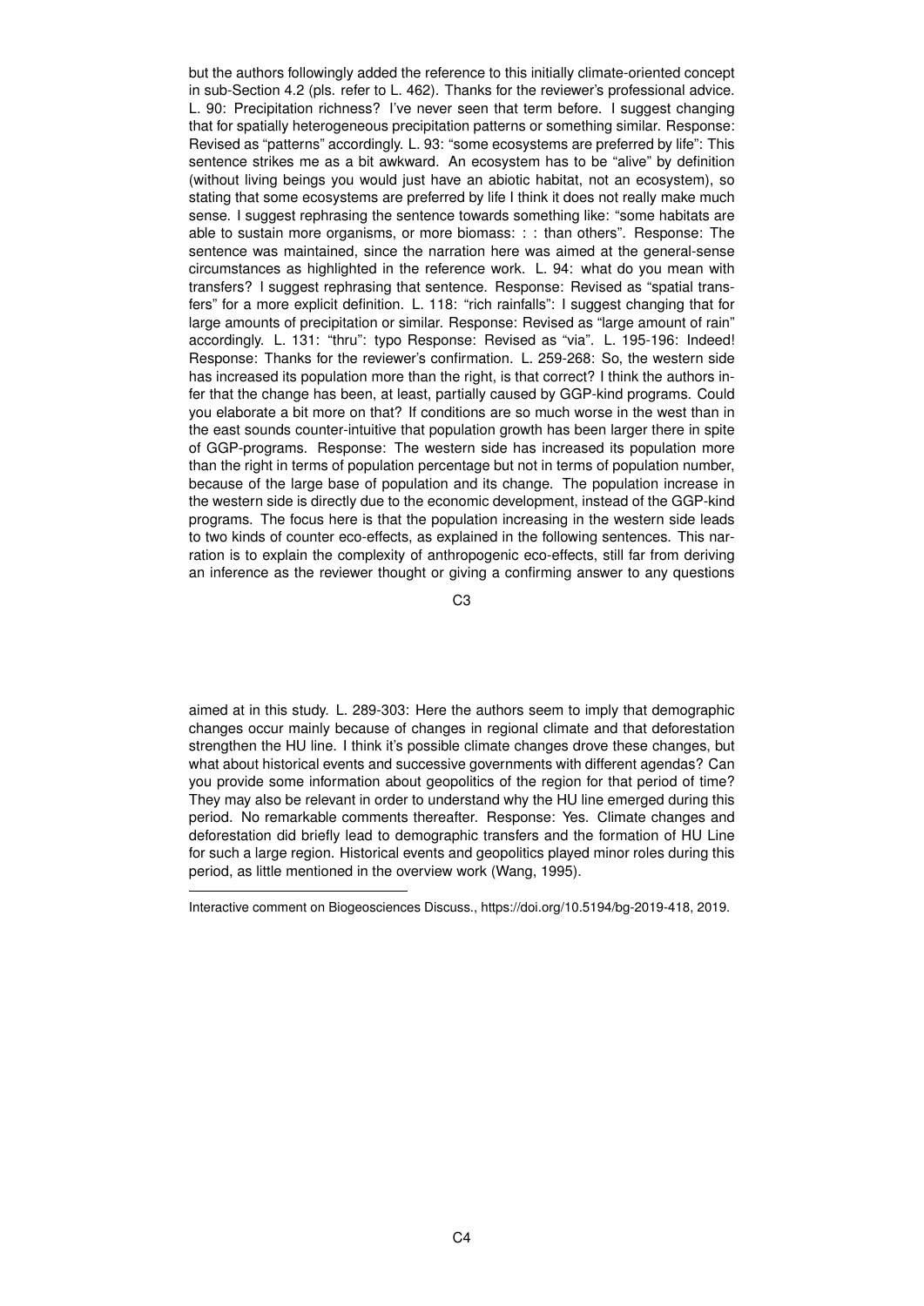but the authors followingly added the reference to this initially climate-oriented concept in sub-Section 4.2 (pls. refer to L. 462). Thanks for the reviewer's professional advice. L. 90: Precipitation richness? I've never seen that term before. I suggest changing that for spatially heterogeneous precipitation patterns or something similar. Response: Revised as "patterns" accordingly. L. 93: "some ecosystems are preferred by life": This sentence strikes me as a bit awkward. An ecosystem has to be "alive" by definition (without living beings you would just have an abiotic habitat, not an ecosystem), so stating that some ecosystems are preferred by life I think it does not really make much sense. I suggest rephrasing the sentence towards something like: "some habitats are able to sustain more organisms, or more biomass: : : than others". Response: The sentence was maintained, since the narration here was aimed at the general-sense circumstances as highlighted in the reference work. L. 94: what do you mean with transfers? I suggest rephrasing that sentence. Response: Revised as "spatial transfers" for a more explicit definition. L. 118: "rich rainfalls": I suggest changing that for large amounts of precipitation or similar. Response: Revised as "large amount of rain" accordingly. L. 131: "thru": typo Response: Revised as "via". L. 195-196: Indeed! Response: Thanks for the reviewer's confirmation. L. 259-268: So, the western side has increased its population more than the right, is that correct? I think the authors infer that the change has been, at least, partially caused by GGP-kind programs. Could you elaborate a bit more on that? If conditions are so much worse in the west than in the east sounds counter-intuitive that population growth has been larger there in spite of GGP-programs. Response: The western side has increased its population more than the right in terms of population percentage but not in terms of population number, because of the large base of population and its change. The population increase in the western side is directly due to the economic development, instead of the GGP-kind programs. The focus here is that the population increasing in the western side leads to two kinds of counter eco-effects, as explained in the following sentences. This narration is to explain the complexity of anthropogenic eco-effects, still far from deriving an inference as the reviewer thought or giving a confirming answer to any questions aimed at in this study. L. 289-303: Here the authors seem to imply that demographic changes occur mainly because of changes in regional climate and that deforestation strengthen the HU line. I think it's possible climate changes drove these changes, but what about historical events and successive governments with different agendas? Can you provide some information about geopolitics of the region for that period of time? They may also be relevant in order to understand why the HU line emerged during this period. No remarkable comments thereafter. Response: Yes. Climate changes and deforestation did briefly lead to demographic transfers and the formation of HU Line for such a large region. Historical events and geopolitics played minor roles during this period, as little mentioned in the overview work (Wang, 1995).

---

Interactive comment on Biogeosciences Discuss., https://doi.org/10.5194/bg-2019-418, 2019.